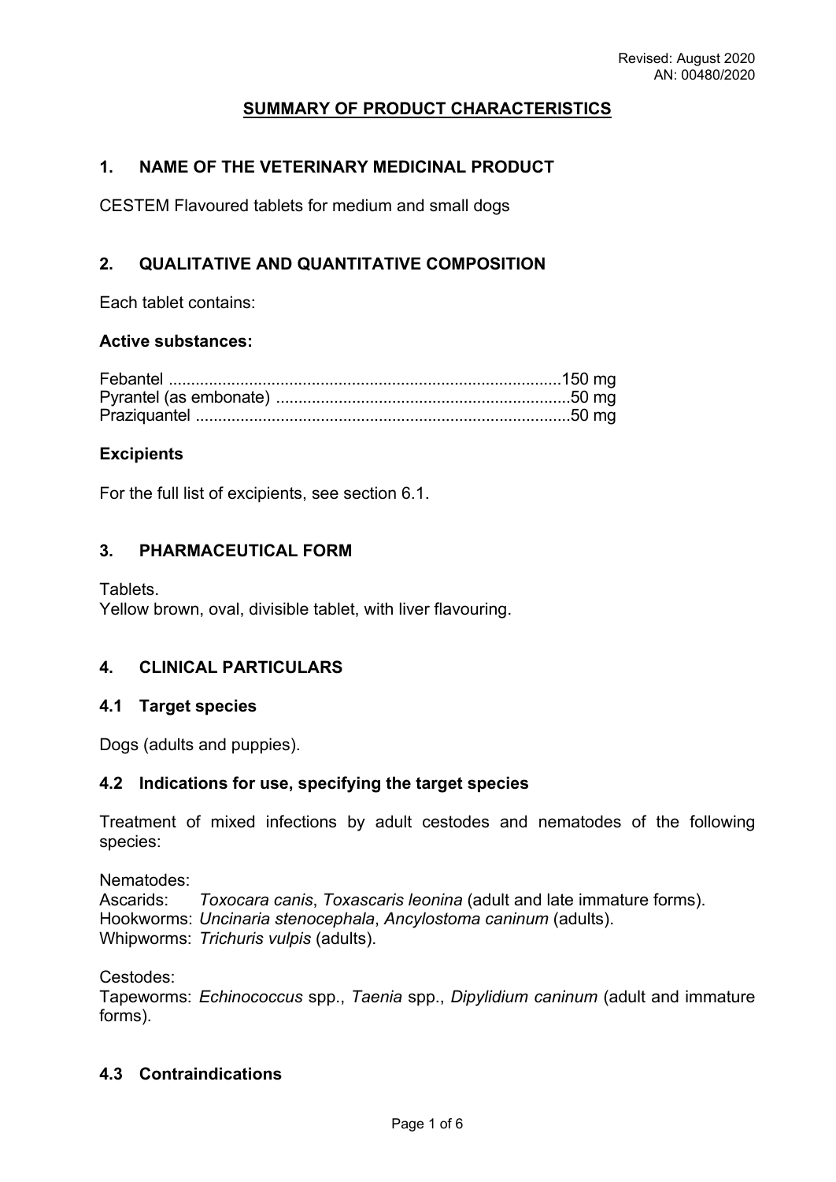Revised: August 2020
AN: 00480/2020

# SUMMARY OF PRODUCT CHARACTERISTICS

## 1. NAME OF THE VETERINARY MEDICINAL PRODUCT

CESTEM Flavoured tablets for medium and small dogs

## 2. QUALITATIVE AND QUANTITATIVE COMPOSITION

Each tablet contains:

### Active substances:

Febantel ........................................................................................150 mg
Pyrantel (as embonate) ..................................................................50 mg
Praziquantel ....................................................................................50 mg

### Excipients

For the full list of excipients, see section 6.1.

## 3. PHARMACEUTICAL FORM

Tablets.
Yellow brown, oval, divisible tablet, with liver flavouring.

## 4. CLINICAL PARTICULARS

### 4.1 Target species

Dogs (adults and puppies).

### 4.2 Indications for use, specifying the target species

Treatment of mixed infections by adult cestodes and nematodes of the following species:

Nematodes:
Ascarids: *Toxocara canis*, *Toxascaris leonina* (adult and late immature forms).
Hookworms: *Uncinaria stenocephala*, *Ancylostoma caninum* (adults).
Whipworms: *Trichuris vulpis* (adults).

Cestodes:
Tapeworms: *Echinococcus* spp., *Taenia* spp., *Dipylidium caninum* (adult and immature forms).

### 4.3 Contraindications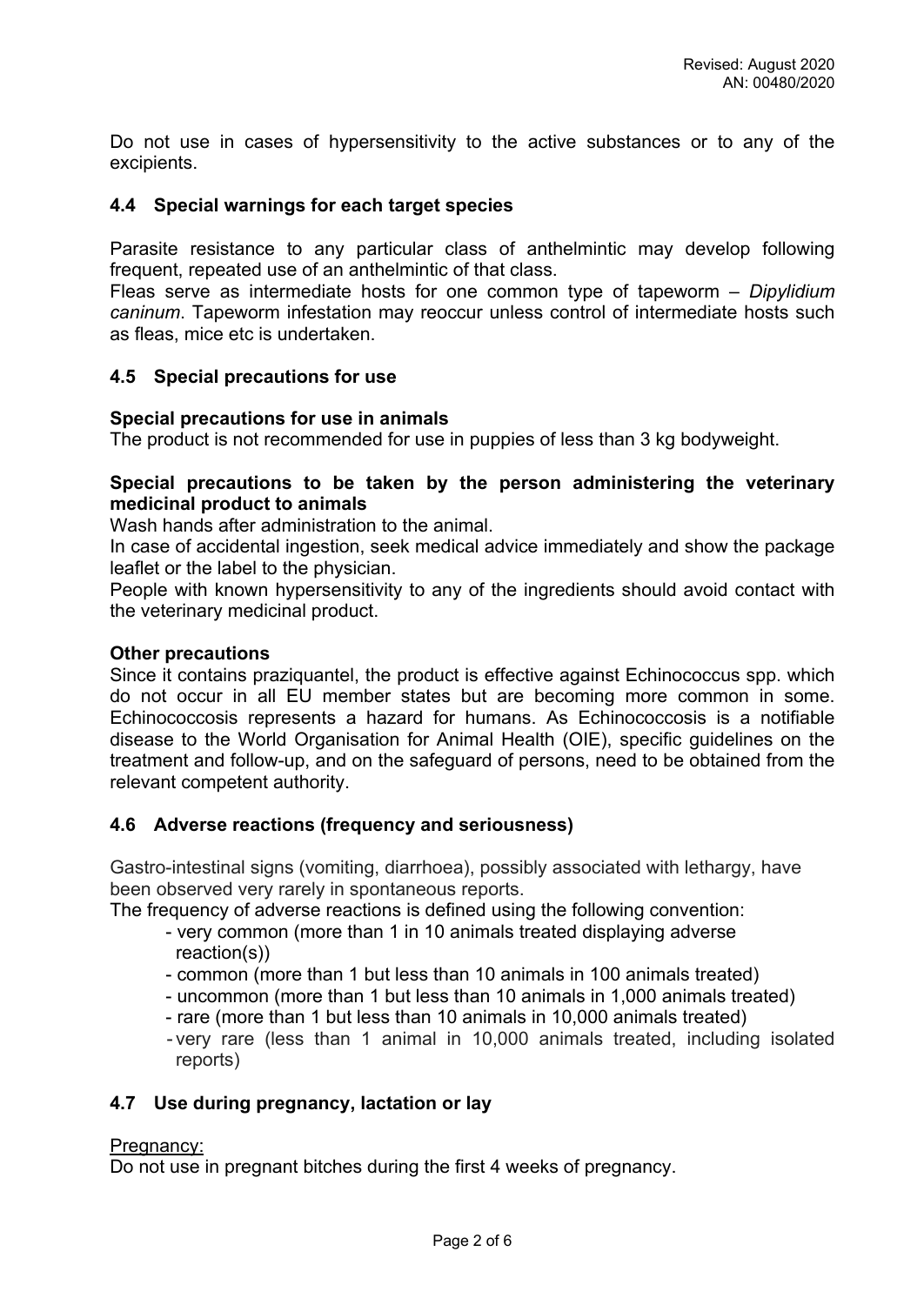Do not use in cases of hypersensitivity to the active substances or to any of the excipients.

## 4.4 Special warnings for each target species

Parasite resistance to any particular class of anthelmintic may develop following frequent, repeated use of an anthelmintic of that class.
Fleas serve as intermediate hosts for one common type of tapeworm – *Dipylidium caninum*. Tapeworm infestation may reoccur unless control of intermediate hosts such as fleas, mice etc is undertaken.

## 4.5 Special precautions for use

**Special precautions for use in animals**
The product is not recommended for use in puppies of less than 3 kg bodyweight.

**Special precautions to be taken by the person administering the veterinary medicinal product to animals**
Wash hands after administration to the animal.
In case of accidental ingestion, seek medical advice immediately and show the package leaflet or the label to the physician.
People with known hypersensitivity to any of the ingredients should avoid contact with the veterinary medicinal product.

**Other precautions**
Since it contains praziquantel, the product is effective against Echinococcus spp. which do not occur in all EU member states but are becoming more common in some. Echinococcosis represents a hazard for humans. As Echinococcosis is a notifiable disease to the World Organisation for Animal Health (OIE), specific guidelines on the treatment and follow-up, and on the safeguard of persons, need to be obtained from the relevant competent authority.

## 4.6 Adverse reactions (frequency and seriousness)

Gastro-intestinal signs (vomiting, diarrhoea), possibly associated with lethargy, have been observed very rarely in spontaneous reports.
The frequency of adverse reactions is defined using the following convention:

- very common (more than 1 in 10 animals treated displaying adverse reaction(s))
- common (more than 1 but less than 10 animals in 100 animals treated)
- uncommon (more than 1 but less than 10 animals in 1,000 animals treated)
- rare (more than 1 but less than 10 animals in 10,000 animals treated)
- very rare (less than 1 animal in 10,000 animals treated, including isolated reports)

## 4.7 Use during pregnancy, lactation or lay

Pregnancy:
Do not use in pregnant bitches during the first 4 weeks of pregnancy.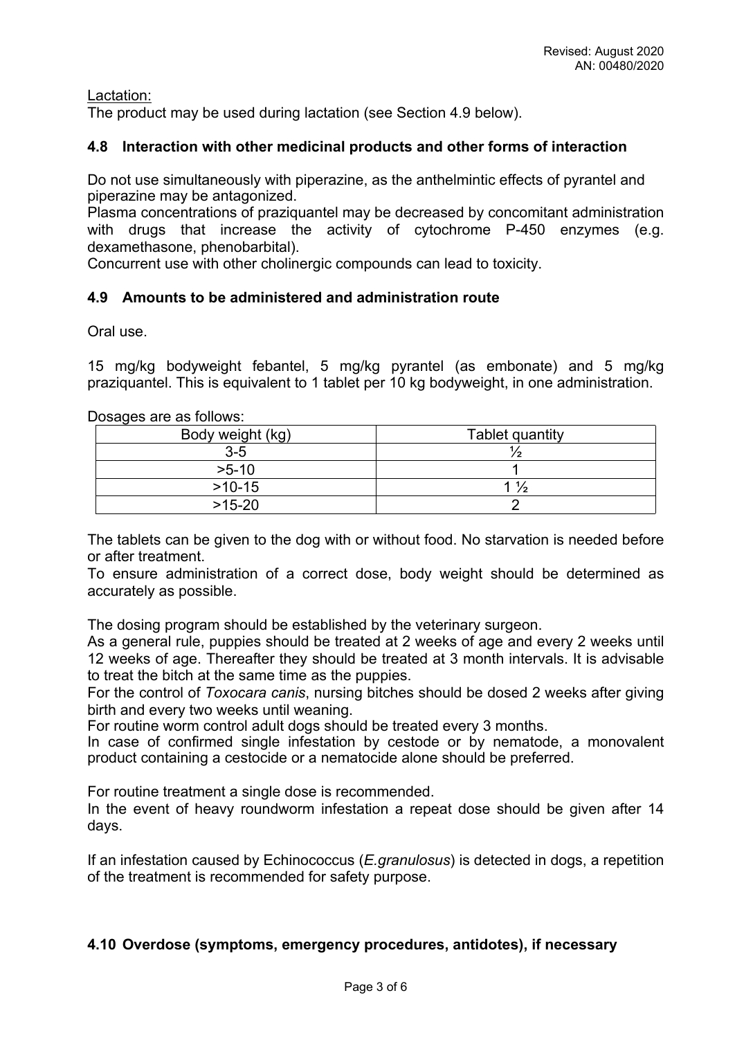Lactation:

The product may be used during lactation (see Section 4.9 below).

## 4.8 Interaction with other medicinal products and other forms of interaction

Do not use simultaneously with piperazine, as the anthelmintic effects of pyrantel and piperazine may be antagonized.

Plasma concentrations of praziquantel may be decreased by concomitant administration with drugs that increase the activity of cytochrome P-450 enzymes (e.g. dexamethasone, phenobarbital).

Concurrent use with other cholinergic compounds can lead to toxicity.

## 4.9 Amounts to be administered and administration route

Oral use.

15 mg/kg bodyweight febantel, 5 mg/kg pyrantel (as embonate) and 5 mg/kg praziquantel. This is equivalent to 1 tablet per 10 kg bodyweight, in one administration.

Dosages are as follows:

| Body weight (kg) | Tablet quantity |
|---|---|
| 3-5 | ½ |
| >5-10 | 1 |
| >10-15 | 1 ½ |
| >15-20 | 2 |

The tablets can be given to the dog with or without food. No starvation is needed before or after treatment.

To ensure administration of a correct dose, body weight should be determined as accurately as possible.

The dosing program should be established by the veterinary surgeon.

As a general rule, puppies should be treated at 2 weeks of age and every 2 weeks until 12 weeks of age. Thereafter they should be treated at 3 month intervals. It is advisable to treat the bitch at the same time as the puppies.

For the control of *Toxocara canis*, nursing bitches should be dosed 2 weeks after giving birth and every two weeks until weaning.

For routine worm control adult dogs should be treated every 3 months.

In case of confirmed single infestation by cestode or by nematode, a monovalent product containing a cestocide or a nematocide alone should be preferred.

For routine treatment a single dose is recommended.

In the event of heavy roundworm infestation a repeat dose should be given after 14 days.

If an infestation caused by Echinococcus (*E.granulosus*) is detected in dogs, a repetition of the treatment is recommended for safety purpose.

## 4.10 Overdose (symptoms, emergency procedures, antidotes), if necessary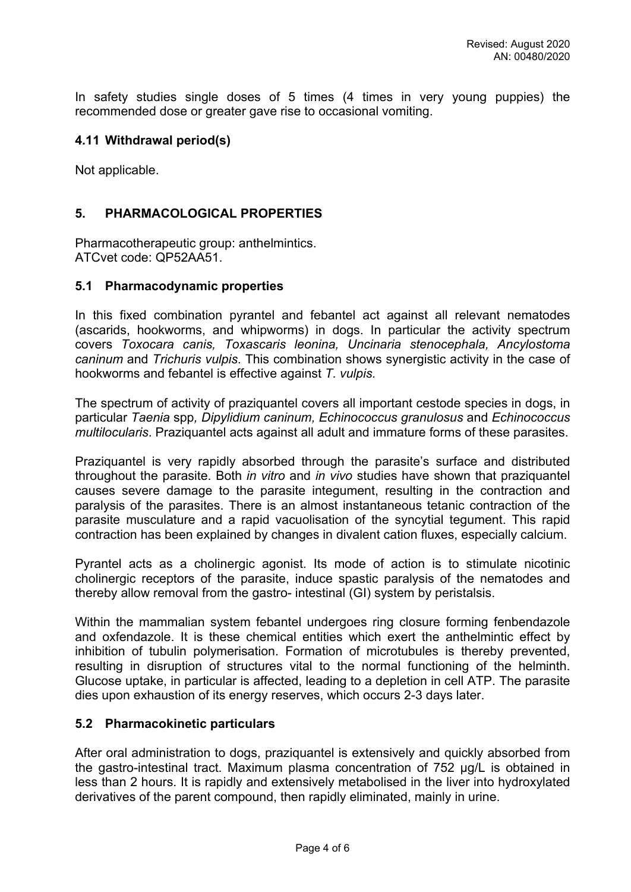In safety studies single doses of 5 times (4 times in very young puppies) the recommended dose or greater gave rise to occasional vomiting.

### 4.11 Withdrawal period(s)

Not applicable.

## 5. PHARMACOLOGICAL PROPERTIES

Pharmacotherapeutic group: anthelmintics.
ATCvet code: QP52AA51.

### 5.1 Pharmacodynamic properties

In this fixed combination pyrantel and febantel act against all relevant nematodes (ascarids, hookworms, and whipworms) in dogs. In particular the activity spectrum covers *Toxocara canis, Toxascaris leonina, Uncinaria stenocephala, Ancylostoma caninum* and *Trichuris vulpis*. This combination shows synergistic activity in the case of hookworms and febantel is effective against *T. vulpis.*

The spectrum of activity of praziquantel covers all important cestode species in dogs, in particular *Taenia* spp*, Dipylidium caninum, Echinococcus granulosus* and *Echinococcus multilocularis*. Praziquantel acts against all adult and immature forms of these parasites.

Praziquantel is very rapidly absorbed through the parasite's surface and distributed throughout the parasite. Both *in vitro* and *in vivo* studies have shown that praziquantel causes severe damage to the parasite integument, resulting in the contraction and paralysis of the parasites. There is an almost instantaneous tetanic contraction of the parasite musculature and a rapid vacuolisation of the syncytial tegument. This rapid contraction has been explained by changes in divalent cation fluxes, especially calcium.

Pyrantel acts as a cholinergic agonist. Its mode of action is to stimulate nicotinic cholinergic receptors of the parasite, induce spastic paralysis of the nematodes and thereby allow removal from the gastro- intestinal (GI) system by peristalsis.

Within the mammalian system febantel undergoes ring closure forming fenbendazole and oxfendazole. It is these chemical entities which exert the anthelmintic effect by inhibition of tubulin polymerisation. Formation of microtubules is thereby prevented, resulting in disruption of structures vital to the normal functioning of the helminth. Glucose uptake, in particular is affected, leading to a depletion in cell ATP. The parasite dies upon exhaustion of its energy reserves, which occurs 2-3 days later.

### 5.2 Pharmacokinetic particulars

After oral administration to dogs, praziquantel is extensively and quickly absorbed from the gastro-intestinal tract. Maximum plasma concentration of 752 µg/L is obtained in less than 2 hours. It is rapidly and extensively metabolised in the liver into hydroxylated derivatives of the parent compound, then rapidly eliminated, mainly in urine.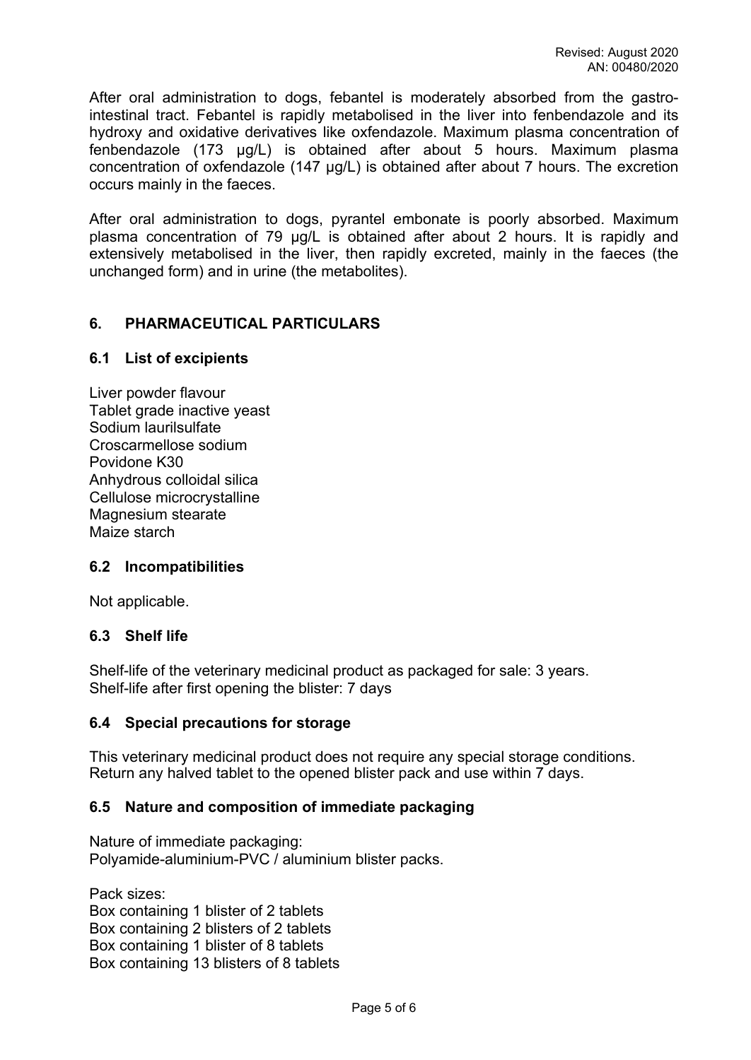After oral administration to dogs, febantel is moderately absorbed from the gastro-intestinal tract. Febantel is rapidly metabolised in the liver into fenbendazole and its hydroxy and oxidative derivatives like oxfendazole. Maximum plasma concentration of fenbendazole (173 µg/L) is obtained after about 5 hours. Maximum plasma concentration of oxfendazole (147 µg/L) is obtained after about 7 hours. The excretion occurs mainly in the faeces.

After oral administration to dogs, pyrantel embonate is poorly absorbed. Maximum plasma concentration of 79 µg/L is obtained after about 2 hours. It is rapidly and extensively metabolised in the liver, then rapidly excreted, mainly in the faeces (the unchanged form) and in urine (the metabolites).

## 6. PHARMACEUTICAL PARTICULARS

### 6.1 List of excipients

Liver powder flavour
Tablet grade inactive yeast
Sodium laurilsulfate
Croscarmellose sodium
Povidone K30
Anhydrous colloidal silica
Cellulose microcrystalline
Magnesium stearate
Maize starch

### 6.2 Incompatibilities

Not applicable.

### 6.3 Shelf life

Shelf-life of the veterinary medicinal product as packaged for sale: 3 years.
Shelf-life after first opening the blister: 7 days

### 6.4 Special precautions for storage

This veterinary medicinal product does not require any special storage conditions.
Return any halved tablet to the opened blister pack and use within 7 days.

### 6.5 Nature and composition of immediate packaging

Nature of immediate packaging:
Polyamide-aluminium-PVC / aluminium blister packs.

Pack sizes:
Box containing 1 blister of 2 tablets
Box containing 2 blisters of 2 tablets
Box containing 1 blister of 8 tablets
Box containing 13 blisters of 8 tablets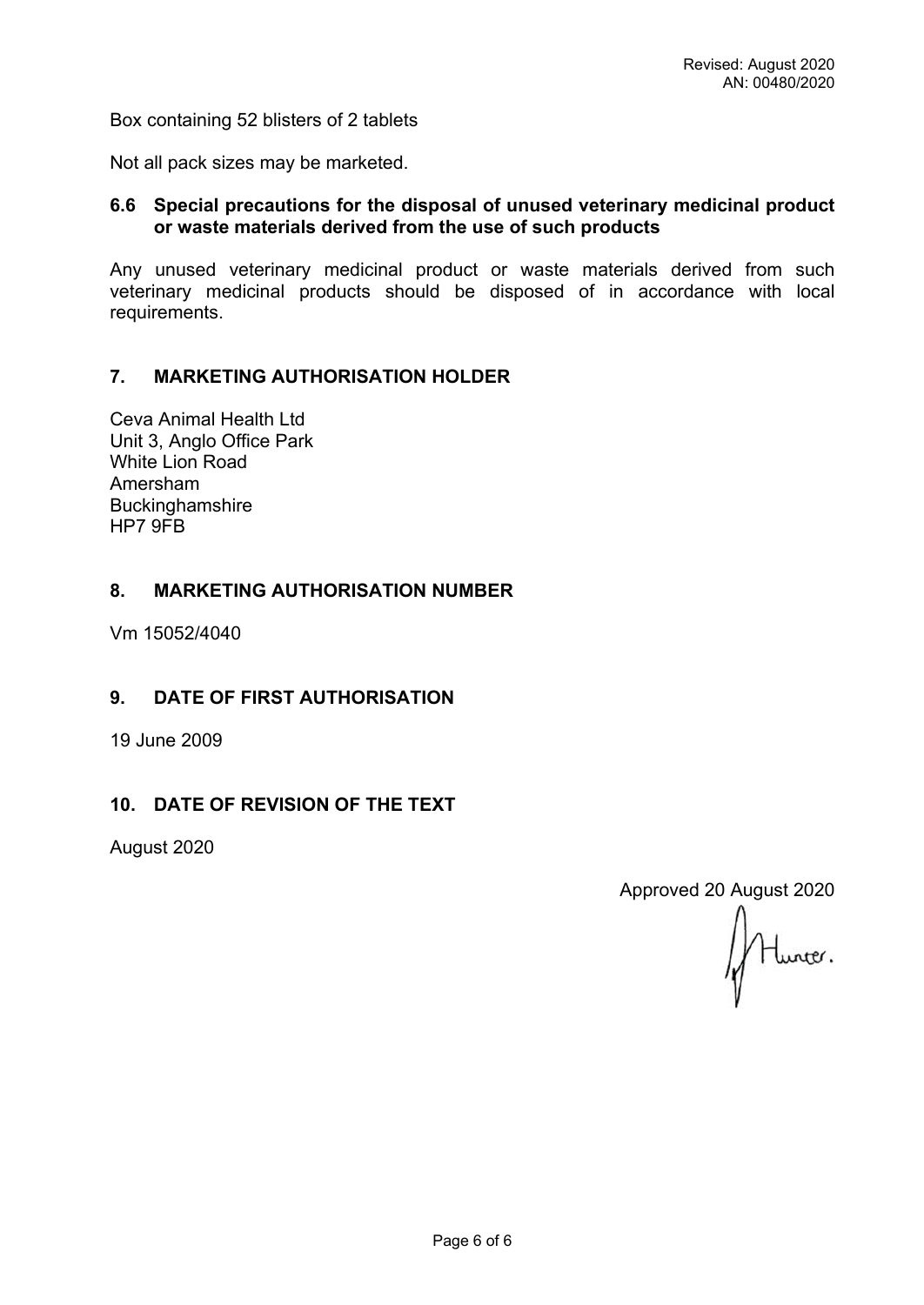Box containing 52 blisters of 2 tablets

Not all pack sizes may be marketed.

### 6.6 Special precautions for the disposal of unused veterinary medicinal product or waste materials derived from the use of such products

Any unused veterinary medicinal product or waste materials derived from such veterinary medicinal products should be disposed of in accordance with local requirements.

## 7. MARKETING AUTHORISATION HOLDER

Ceva Animal Health Ltd
Unit 3, Anglo Office Park
White Lion Road
Amersham
Buckinghamshire
HP7 9FB

## 8. MARKETING AUTHORISATION NUMBER

Vm 15052/4040

## 9. DATE OF FIRST AUTHORISATION

19 June 2009

## 10. DATE OF REVISION OF THE TEXT

August 2020

Approved 20 August 2020

Hunter.